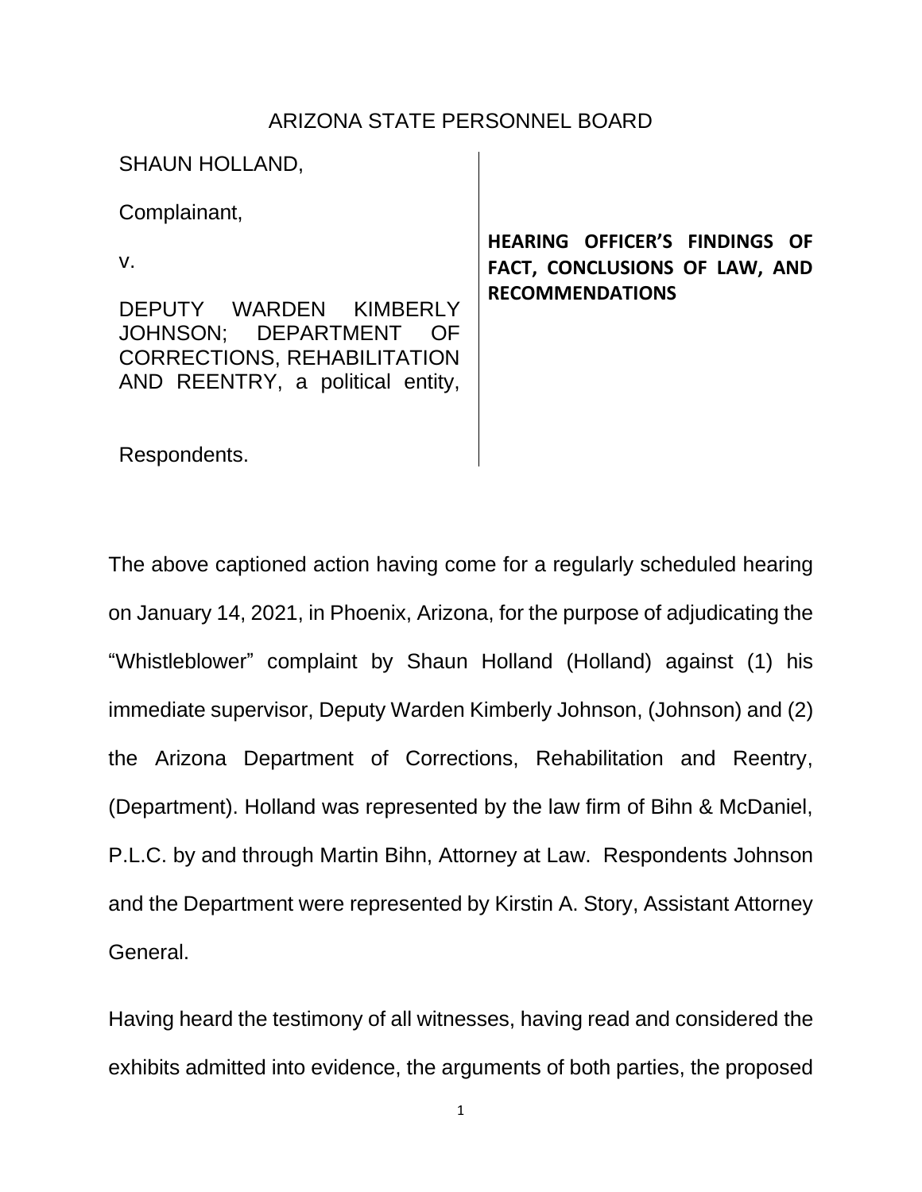# ARIZONA STATE PERSONNEL BOARD

SHAUN HOLLAND,

Complainant,

v.

DEPUTY WARDEN KIMBERLY JOHNSON; DEPARTMENT OF CORRECTIONS, REHABILITATION AND REENTRY, a political entity,

Respondents.

**HEARING OFFICER'S FINDINGS OF FACT, CONCLUSIONS OF LAW, AND RECOMMENDATIONS**

The above captioned action having come for a regularly scheduled hearing on January 14, 2021, in Phoenix, Arizona, for the purpose of adjudicating the "Whistleblower" complaint by Shaun Holland (Holland) against (1) his immediate supervisor, Deputy Warden Kimberly Johnson, (Johnson) and (2) the Arizona Department of Corrections, Rehabilitation and Reentry, (Department). Holland was represented by the law firm of Bihn & McDaniel, P.L.C. by and through Martin Bihn, Attorney at Law. Respondents Johnson and the Department were represented by Kirstin A. Story, Assistant Attorney General.

Having heard the testimony of all witnesses, having read and considered the exhibits admitted into evidence, the arguments of both parties, the proposed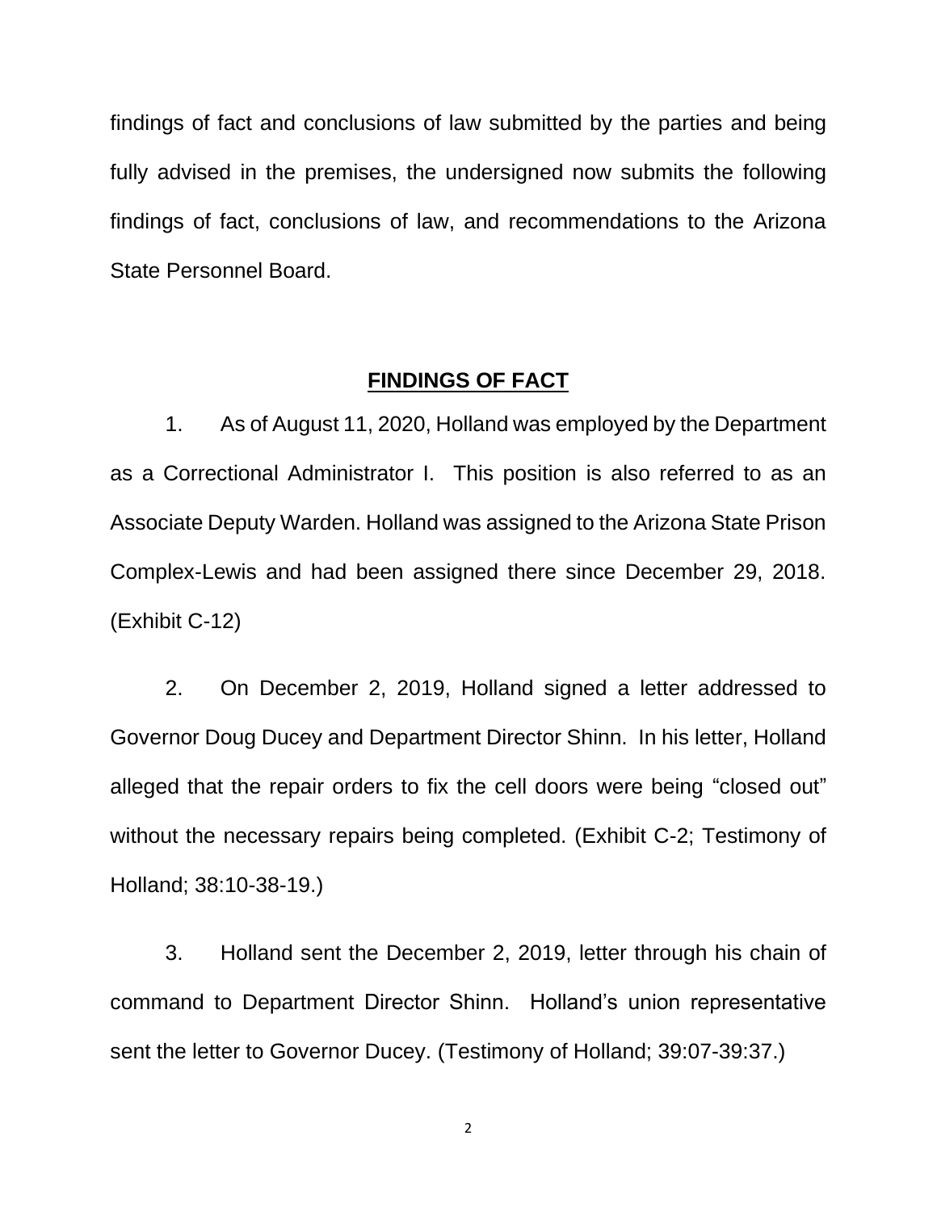findings of fact and conclusions of law submitted by the parties and being fully advised in the premises, the undersigned now submits the following findings of fact, conclusions of law, and recommendations to the Arizona State Personnel Board.

## FINDINGS OF FACT

1. As of August 11, 2020, Holland was employed by the Department as a Correctional Administrator I. This position is also referred to as an Associate Deputy Warden. Holland was assigned to the Arizona State Prison Complex-Lewis and had been assigned there since December 29, 2018. (Exhibit C-12)

2. On December 2, 2019, Holland signed a letter addressed to Governor Doug Ducey and Department Director Shinn. In his letter, Holland alleged that the repair orders to fix the cell doors were being "closed out" without the necessary repairs being completed. (Exhibit C-2; Testimony of Holland; 38:10-38-19.)

3. Holland sent the December 2, 2019, letter through his chain of command to Department Director Shinn. Holland's union representative sent the letter to Governor Ducey. (Testimony of Holland; 39:07-39:37.)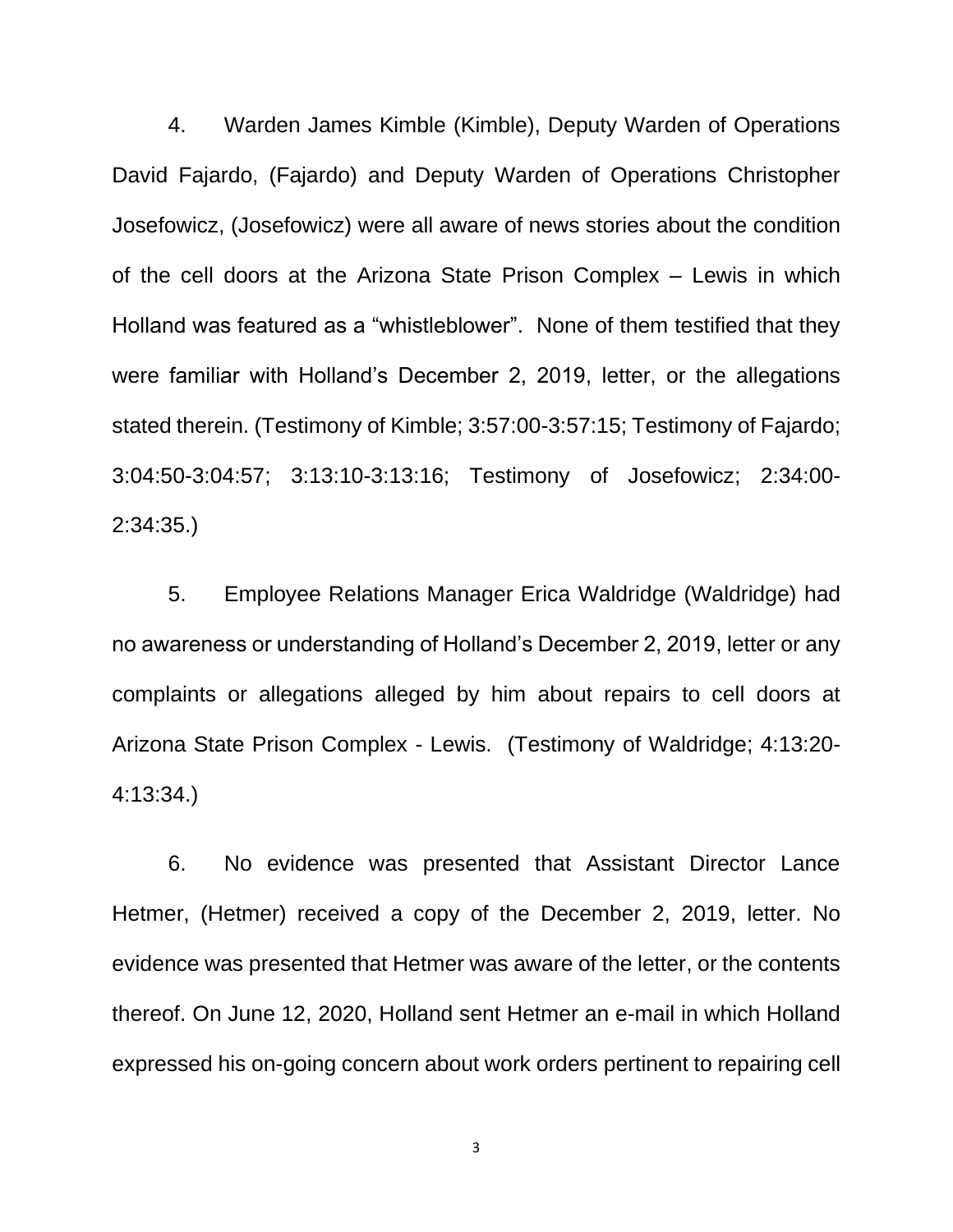4. Warden James Kimble (Kimble), Deputy Warden of Operations David Fajardo, (Fajardo) and Deputy Warden of Operations Christopher Josefowicz, (Josefowicz) were all aware of news stories about the condition of the cell doors at the Arizona State Prison Complex – Lewis in which Holland was featured as a "whistleblower". None of them testified that they were familiar with Holland's December 2, 2019, letter, or the allegations stated therein. (Testimony of Kimble; 3:57:00-3:57:15; Testimony of Fajardo; 3:04:50-3:04:57; 3:13:10-3:13:16; Testimony of Josefowicz; 2:34:00-2:34:35.)

5. Employee Relations Manager Erica Waldridge (Waldridge) had no awareness or understanding of Holland's December 2, 2019, letter or any complaints or allegations alleged by him about repairs to cell doors at Arizona State Prison Complex - Lewis. (Testimony of Waldridge; 4:13:20-4:13:34.)

6. No evidence was presented that Assistant Director Lance Hetmer, (Hetmer) received a copy of the December 2, 2019, letter. No evidence was presented that Hetmer was aware of the letter, or the contents thereof. On June 12, 2020, Holland sent Hetmer an e-mail in which Holland expressed his on-going concern about work orders pertinent to repairing cell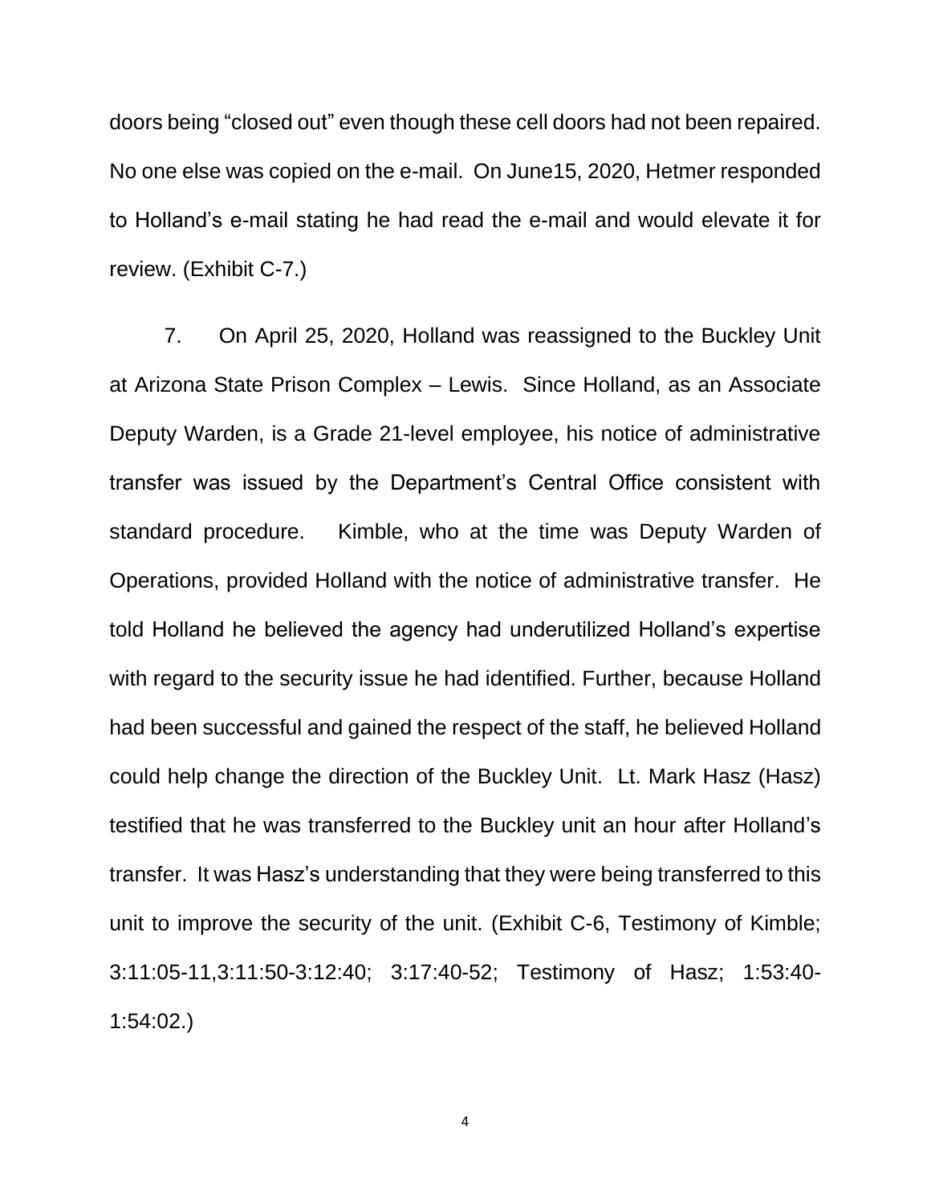doors being "closed out" even though these cell doors had not been repaired. No one else was copied on the e-mail. On June15, 2020, Hetmer responded to Holland's e-mail stating he had read the e-mail and would elevate it for review. (Exhibit C-7.)

7. On April 25, 2020, Holland was reassigned to the Buckley Unit at Arizona State Prison Complex – Lewis. Since Holland, as an Associate Deputy Warden, is a Grade 21-level employee, his notice of administrative transfer was issued by the Department's Central Office consistent with standard procedure. Kimble, who at the time was Deputy Warden of Operations, provided Holland with the notice of administrative transfer. He told Holland he believed the agency had underutilized Holland's expertise with regard to the security issue he had identified. Further, because Holland had been successful and gained the respect of the staff, he believed Holland could help change the direction of the Buckley Unit. Lt. Mark Hasz (Hasz) testified that he was transferred to the Buckley unit an hour after Holland's transfer. It was Hasz's understanding that they were being transferred to this unit to improve the security of the unit. (Exhibit C-6, Testimony of Kimble; 3:11:05-11,3:11:50-3:12:40; 3:17:40-52; Testimony of Hasz; 1:53:40-1:54:02.)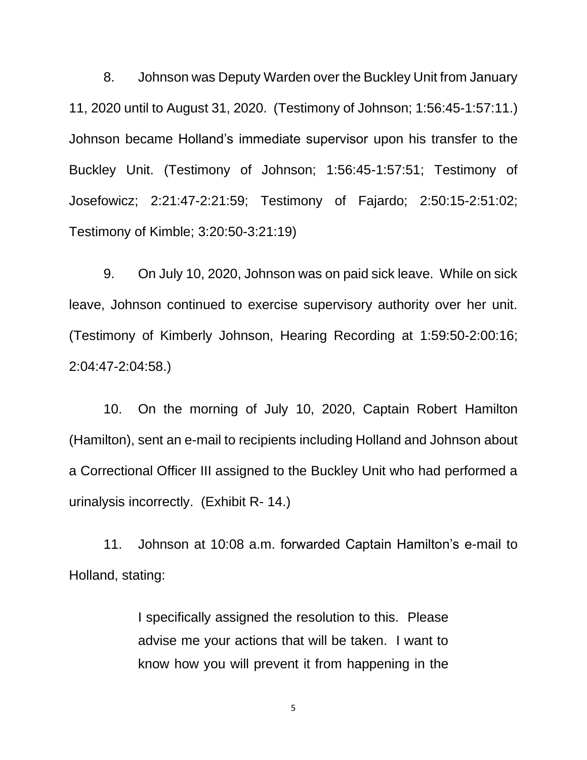8. Johnson was Deputy Warden over the Buckley Unit from January 11, 2020 until to August 31, 2020. (Testimony of Johnson; 1:56:45-1:57:11.) Johnson became Holland's immediate supervisor upon his transfer to the Buckley Unit. (Testimony of Johnson; 1:56:45-1:57:51; Testimony of Josefowicz; 2:21:47-2:21:59; Testimony of Fajardo; 2:50:15-2:51:02; Testimony of Kimble; 3:20:50-3:21:19)

9. On July 10, 2020, Johnson was on paid sick leave. While on sick leave, Johnson continued to exercise supervisory authority over her unit. (Testimony of Kimberly Johnson, Hearing Recording at 1:59:50-2:00:16; 2:04:47-2:04:58.)

10. On the morning of July 10, 2020, Captain Robert Hamilton (Hamilton), sent an e-mail to recipients including Holland and Johnson about a Correctional Officer III assigned to the Buckley Unit who had performed a urinalysis incorrectly. (Exhibit R- 14.)

11. Johnson at 10:08 a.m. forwarded Captain Hamilton's e-mail to Holland, stating:

> I specifically assigned the resolution to this. Please advise me your actions that will be taken. I want to know how you will prevent it from happening in the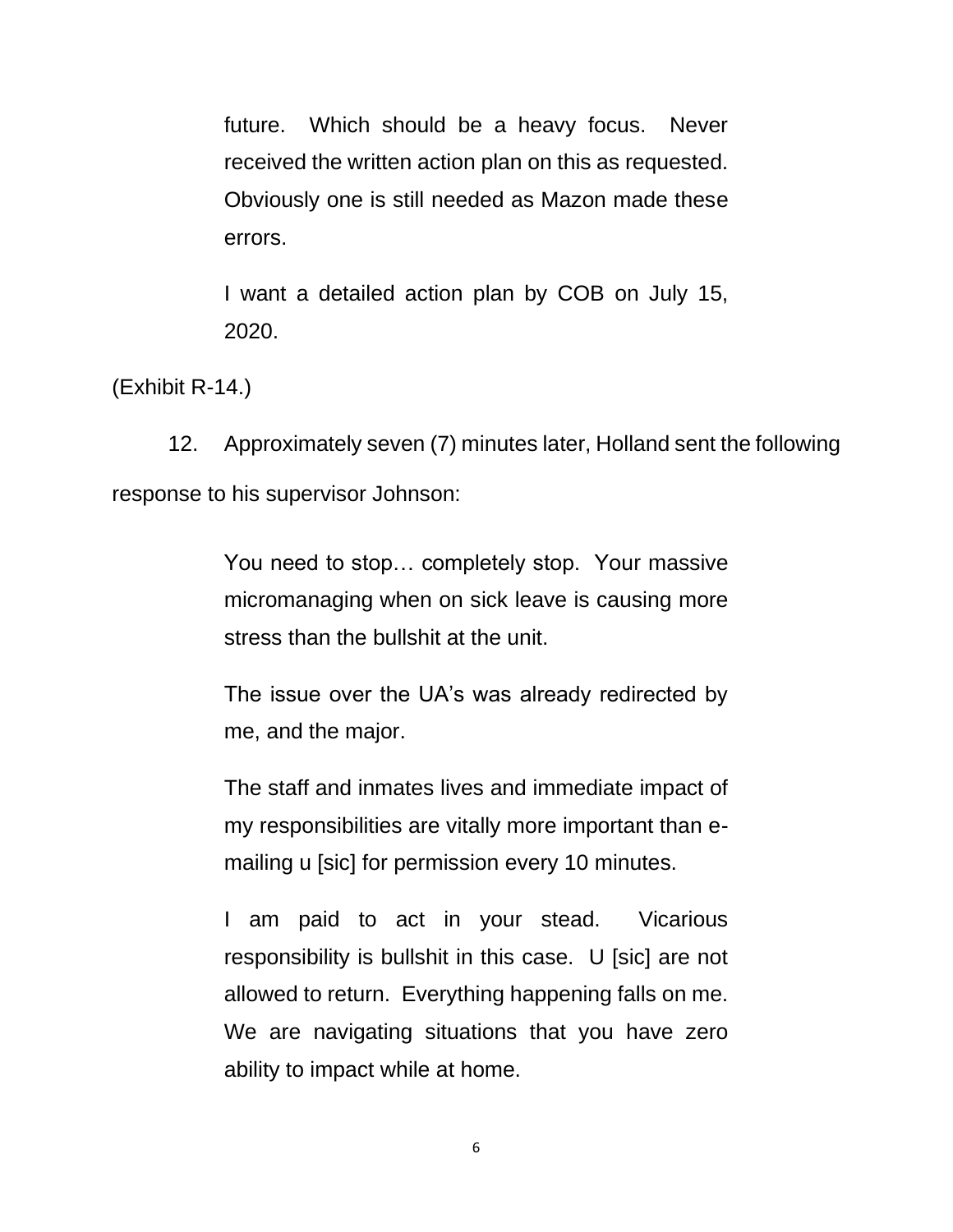> future. Which should be a heavy focus. Never received the written action plan on this as requested. Obviously one is still needed as Mazon made these errors.
>
> I want a detailed action plan by COB on July 15, 2020.

(Exhibit R-14.)

12. Approximately seven (7) minutes later, Holland sent the following response to his supervisor Johnson:

> You need to stop… completely stop. Your massive micromanaging when on sick leave is causing more stress than the bullshit at the unit.
>
> The issue over the UA's was already redirected by me, and the major.
>
> The staff and inmates lives and immediate impact of my responsibilities are vitally more important than e-mailing u [sic] for permission every 10 minutes.
>
> I am paid to act in your stead. Vicarious responsibility is bullshit in this case. U [sic] are not allowed to return. Everything happening falls on me. We are navigating situations that you have zero ability to impact while at home.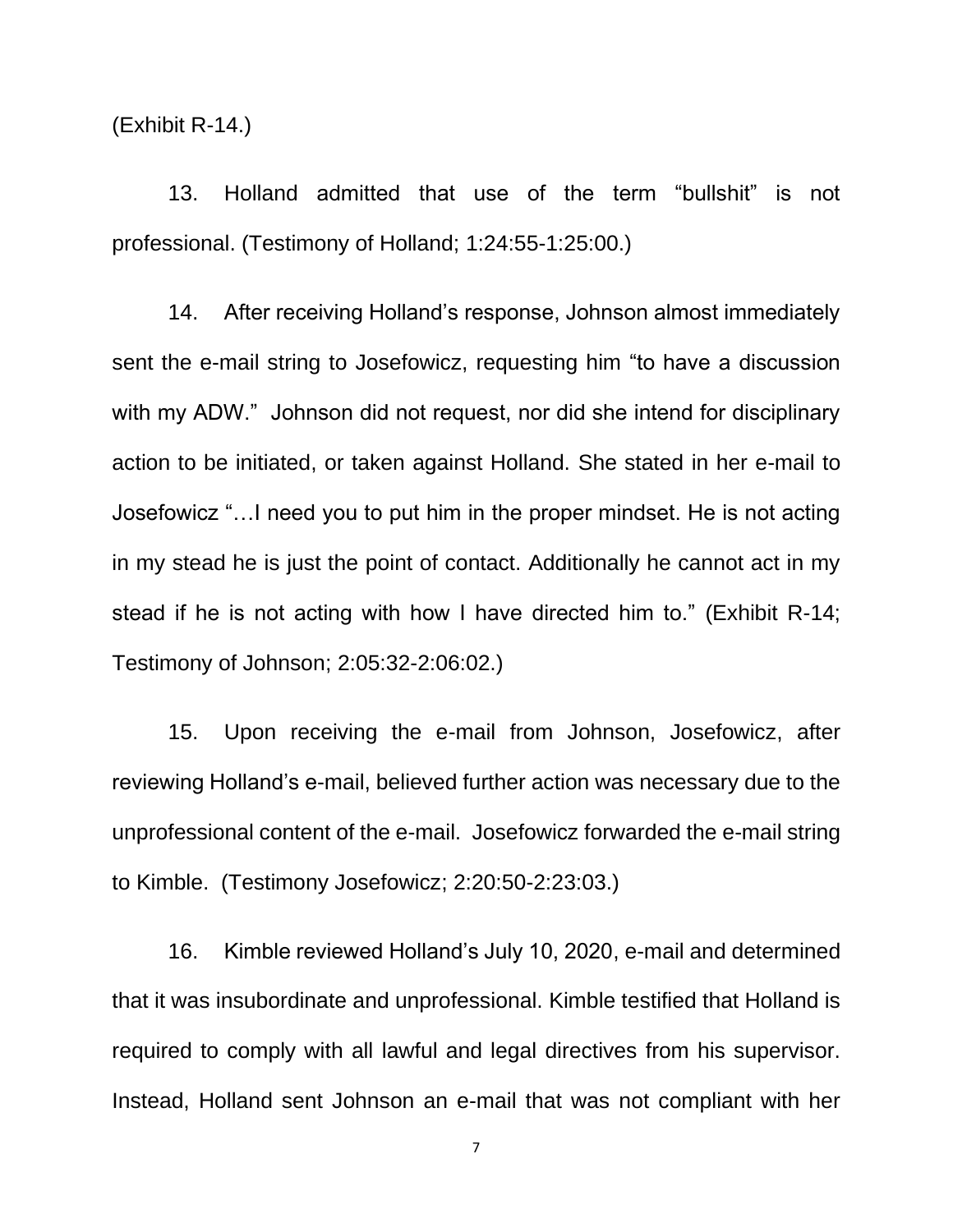(Exhibit R-14.)

13. Holland admitted that use of the term "bullshit" is not professional. (Testimony of Holland; 1:24:55-1:25:00.)

14. After receiving Holland's response, Johnson almost immediately sent the e-mail string to Josefowicz, requesting him "to have a discussion with my ADW." Johnson did not request, nor did she intend for disciplinary action to be initiated, or taken against Holland. She stated in her e-mail to Josefowicz "…I need you to put him in the proper mindset. He is not acting in my stead he is just the point of contact. Additionally he cannot act in my stead if he is not acting with how I have directed him to." (Exhibit R-14; Testimony of Johnson; 2:05:32-2:06:02.)

15. Upon receiving the e-mail from Johnson, Josefowicz, after reviewing Holland's e-mail, believed further action was necessary due to the unprofessional content of the e-mail. Josefowicz forwarded the e-mail string to Kimble. (Testimony Josefowicz; 2:20:50-2:23:03.)

16. Kimble reviewed Holland's July 10, 2020, e-mail and determined that it was insubordinate and unprofessional. Kimble testified that Holland is required to comply with all lawful and legal directives from his supervisor. Instead, Holland sent Johnson an e-mail that was not compliant with her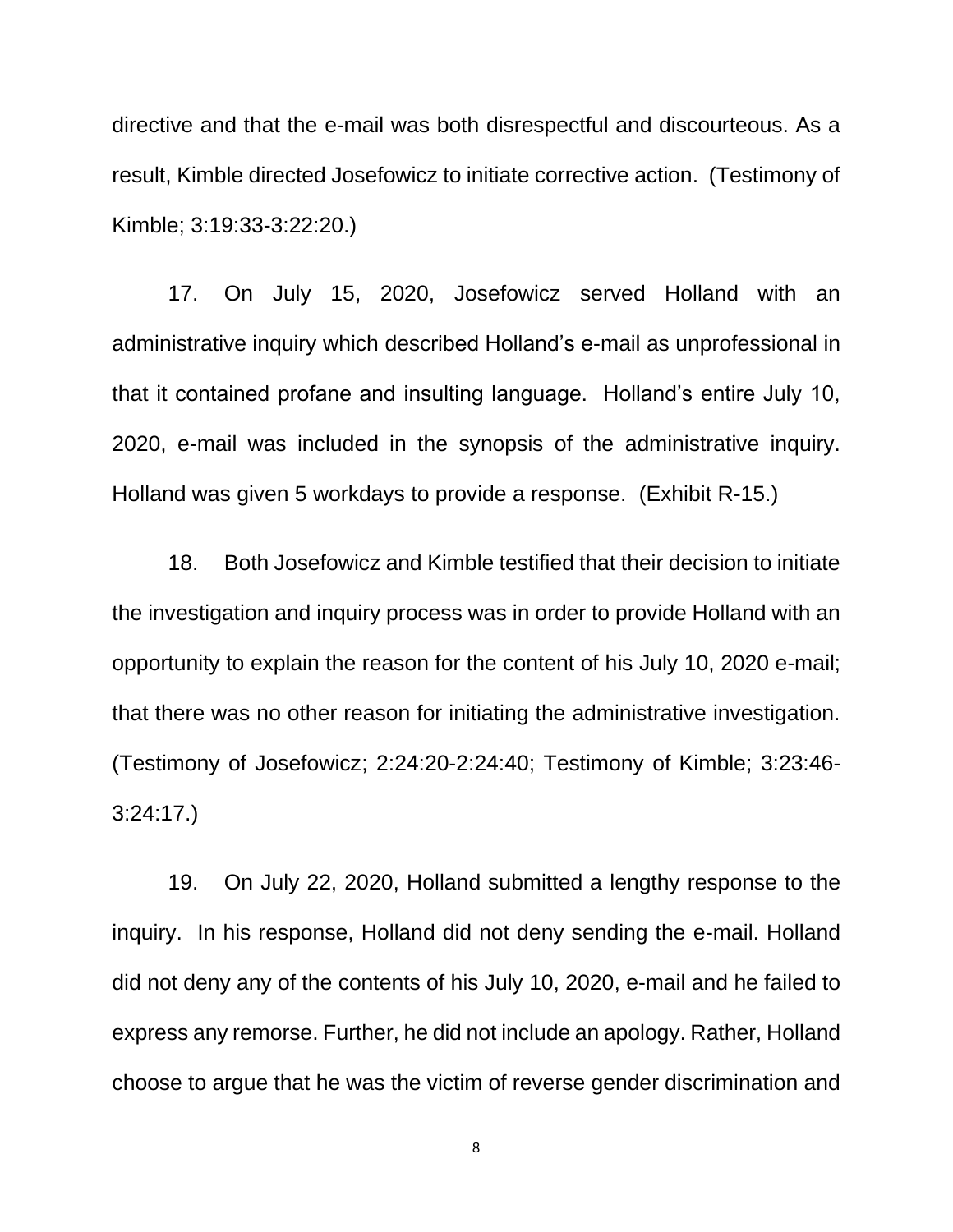directive and that the e-mail was both disrespectful and discourteous. As a result, Kimble directed Josefowicz to initiate corrective action. (Testimony of Kimble; 3:19:33-3:22:20.)

17. On July 15, 2020, Josefowicz served Holland with an administrative inquiry which described Holland's e-mail as unprofessional in that it contained profane and insulting language. Holland's entire July 10, 2020, e-mail was included in the synopsis of the administrative inquiry. Holland was given 5 workdays to provide a response. (Exhibit R-15.)

18. Both Josefowicz and Kimble testified that their decision to initiate the investigation and inquiry process was in order to provide Holland with an opportunity to explain the reason for the content of his July 10, 2020 e-mail; that there was no other reason for initiating the administrative investigation. (Testimony of Josefowicz; 2:24:20-2:24:40; Testimony of Kimble; 3:23:46-3:24:17.)

19. On July 22, 2020, Holland submitted a lengthy response to the inquiry. In his response, Holland did not deny sending the e-mail. Holland did not deny any of the contents of his July 10, 2020, e-mail and he failed to express any remorse. Further, he did not include an apology. Rather, Holland choose to argue that he was the victim of reverse gender discrimination and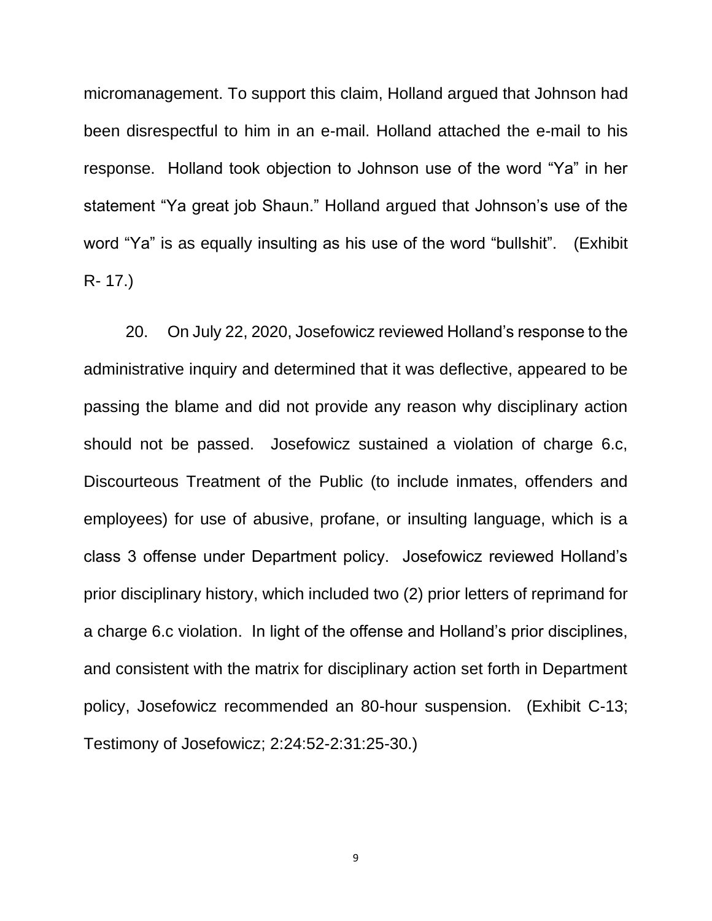micromanagement. To support this claim, Holland argued that Johnson had been disrespectful to him in an e-mail. Holland attached the e-mail to his response. Holland took objection to Johnson use of the word "Ya" in her statement "Ya great job Shaun." Holland argued that Johnson's use of the word "Ya" is as equally insulting as his use of the word "bullshit". (Exhibit R- 17.)

20. On July 22, 2020, Josefowicz reviewed Holland's response to the administrative inquiry and determined that it was deflective, appeared to be passing the blame and did not provide any reason why disciplinary action should not be passed. Josefowicz sustained a violation of charge 6.c, Discourteous Treatment of the Public (to include inmates, offenders and employees) for use of abusive, profane, or insulting language, which is a class 3 offense under Department policy. Josefowicz reviewed Holland's prior disciplinary history, which included two (2) prior letters of reprimand for a charge 6.c violation. In light of the offense and Holland's prior disciplines, and consistent with the matrix for disciplinary action set forth in Department policy, Josefowicz recommended an 80-hour suspension. (Exhibit C-13; Testimony of Josefowicz; 2:24:52-2:31:25-30.)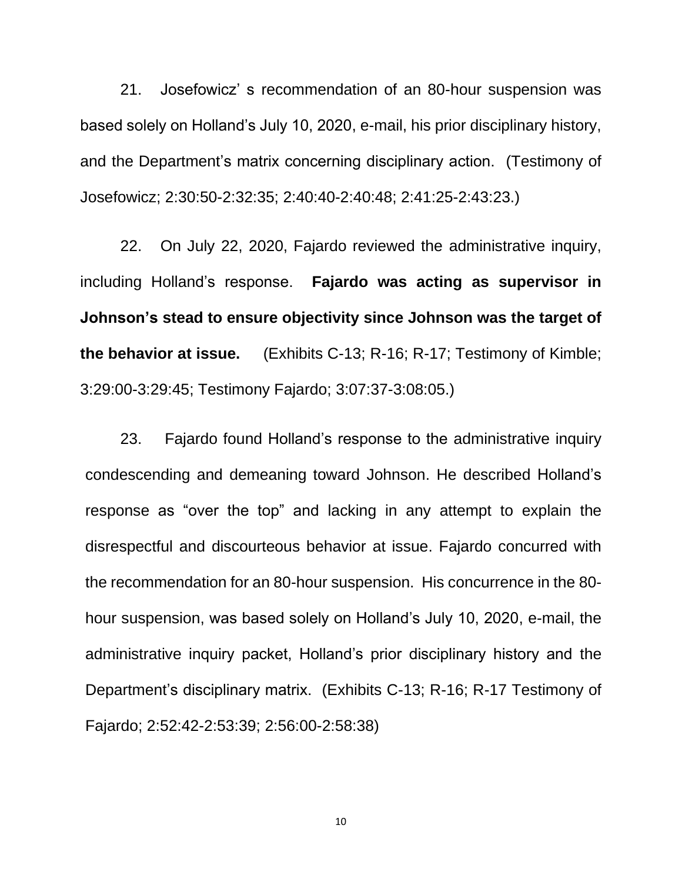21. Josefowicz' s recommendation of an 80-hour suspension was based solely on Holland's July 10, 2020, e-mail, his prior disciplinary history, and the Department's matrix concerning disciplinary action. (Testimony of Josefowicz; 2:30:50-2:32:35; 2:40:40-2:40:48; 2:41:25-2:43:23.)

22. On July 22, 2020, Fajardo reviewed the administrative inquiry, including Holland's response. **Fajardo was acting as supervisor in Johnson's stead to ensure objectivity since Johnson was the target of the behavior at issue.** (Exhibits C-13; R-16; R-17; Testimony of Kimble; 3:29:00-3:29:45; Testimony Fajardo; 3:07:37-3:08:05.)

23. Fajardo found Holland's response to the administrative inquiry condescending and demeaning toward Johnson. He described Holland's response as "over the top" and lacking in any attempt to explain the disrespectful and discourteous behavior at issue. Fajardo concurred with the recommendation for an 80-hour suspension. His concurrence in the 80-hour suspension, was based solely on Holland's July 10, 2020, e-mail, the administrative inquiry packet, Holland's prior disciplinary history and the Department's disciplinary matrix. (Exhibits C-13; R-16; R-17 Testimony of Fajardo; 2:52:42-2:53:39; 2:56:00-2:58:38)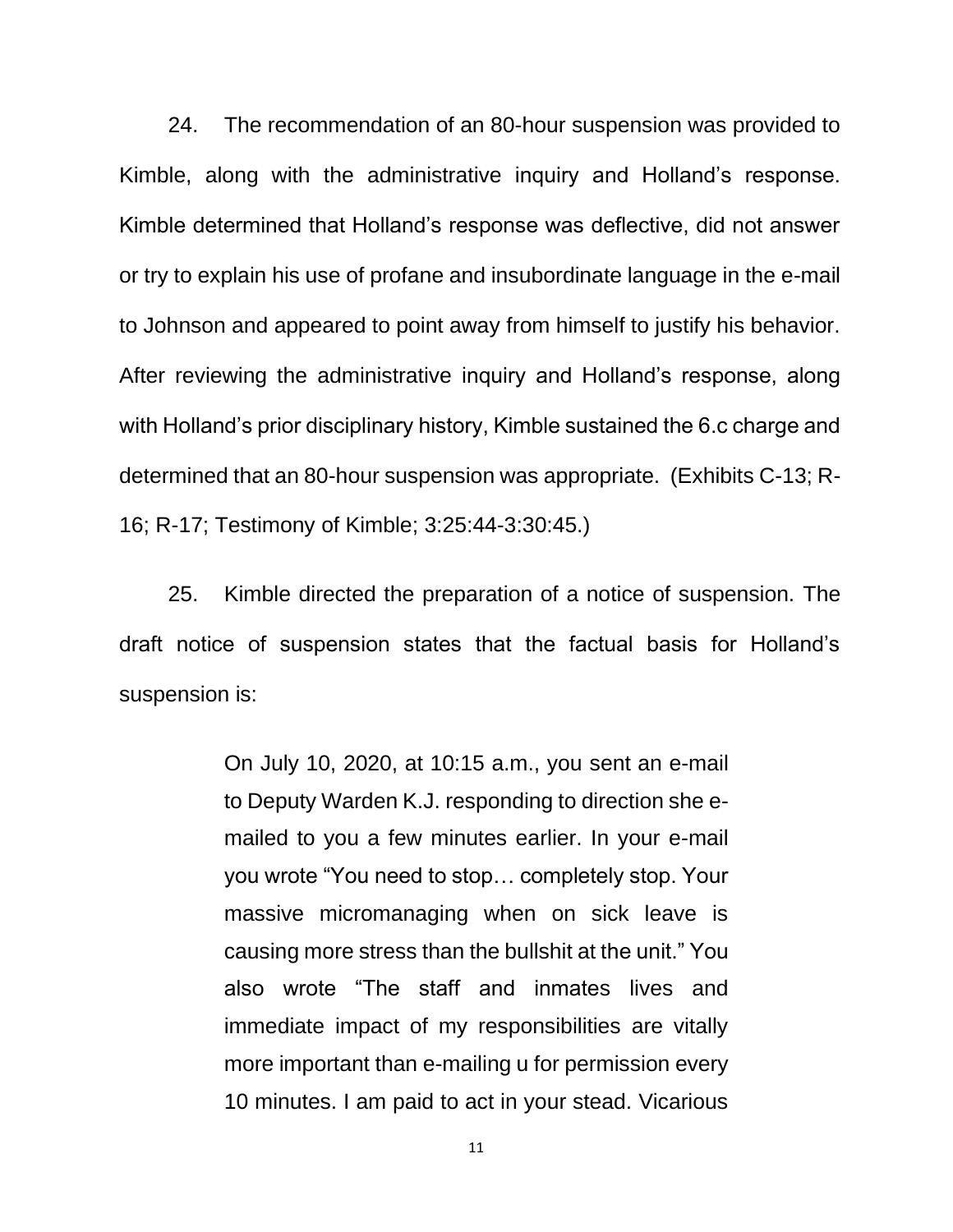24. The recommendation of an 80-hour suspension was provided to Kimble, along with the administrative inquiry and Holland's response. Kimble determined that Holland's response was deflective, did not answer or try to explain his use of profane and insubordinate language in the e-mail to Johnson and appeared to point away from himself to justify his behavior. After reviewing the administrative inquiry and Holland's response, along with Holland's prior disciplinary history, Kimble sustained the 6.c charge and determined that an 80-hour suspension was appropriate. (Exhibits C-13; R-16; R-17; Testimony of Kimble; 3:25:44-3:30:45.)

25. Kimble directed the preparation of a notice of suspension. The draft notice of suspension states that the factual basis for Holland's suspension is:

> On July 10, 2020, at 10:15 a.m., you sent an e-mail to Deputy Warden K.J. responding to direction she e-mailed to you a few minutes earlier. In your e-mail you wrote "You need to stop… completely stop. Your massive micromanaging when on sick leave is causing more stress than the bullshit at the unit." You also wrote "The staff and inmates lives and immediate impact of my responsibilities are vitally more important than e-mailing u for permission every 10 minutes. I am paid to act in your stead. Vicarious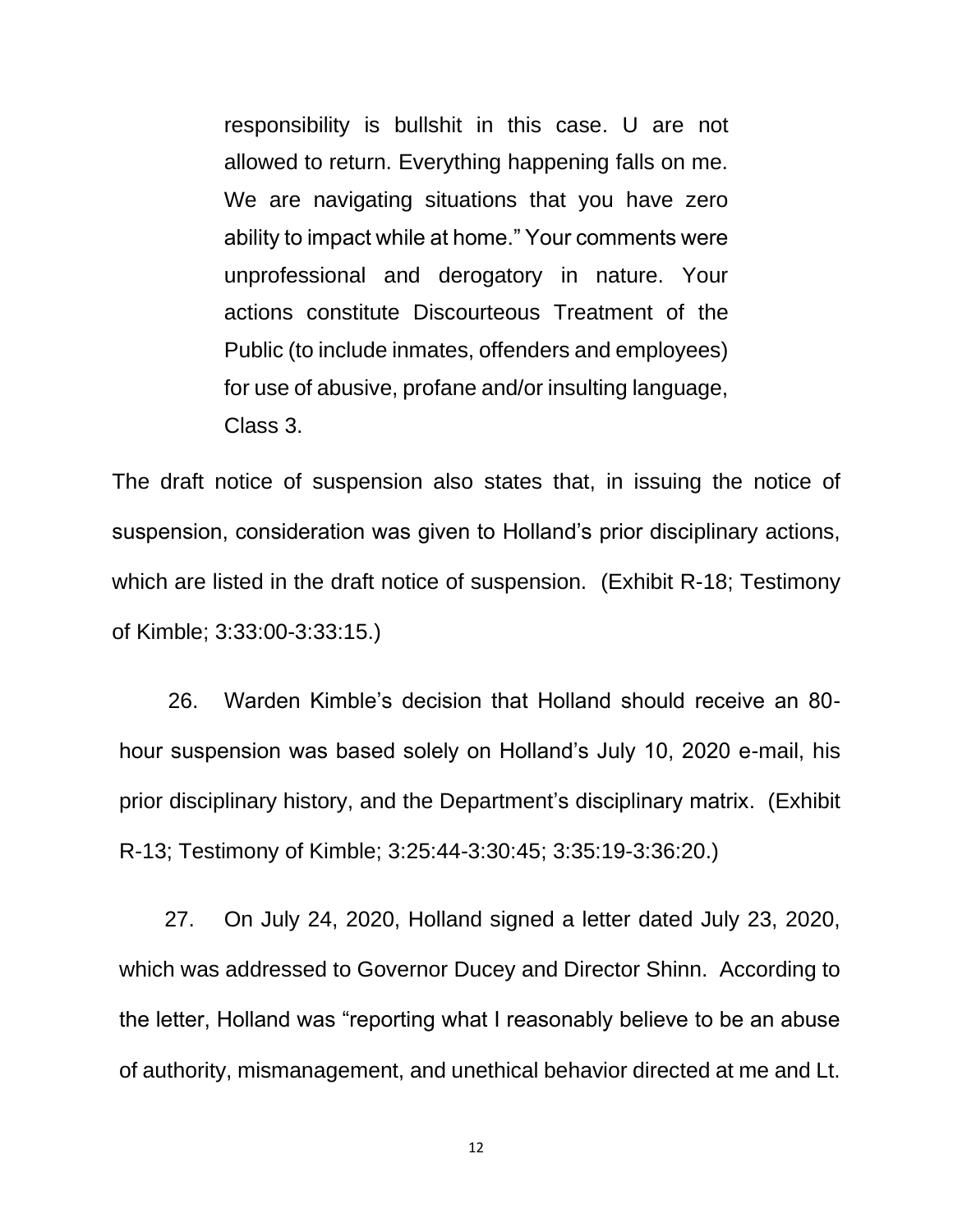> responsibility is bullshit in this case. U are not allowed to return. Everything happening falls on me. We are navigating situations that you have zero ability to impact while at home." Your comments were unprofessional and derogatory in nature. Your actions constitute Discourteous Treatment of the Public (to include inmates, offenders and employees) for use of abusive, profane and/or insulting language, Class 3.

The draft notice of suspension also states that, in issuing the notice of suspension, consideration was given to Holland's prior disciplinary actions, which are listed in the draft notice of suspension. (Exhibit R-18; Testimony of Kimble; 3:33:00-3:33:15.)

26. Warden Kimble's decision that Holland should receive an 80-hour suspension was based solely on Holland's July 10, 2020 e-mail, his prior disciplinary history, and the Department's disciplinary matrix. (Exhibit R-13; Testimony of Kimble; 3:25:44-3:30:45; 3:35:19-3:36:20.)

27. On July 24, 2020, Holland signed a letter dated July 23, 2020, which was addressed to Governor Ducey and Director Shinn. According to the letter, Holland was "reporting what I reasonably believe to be an abuse of authority, mismanagement, and unethical behavior directed at me and Lt.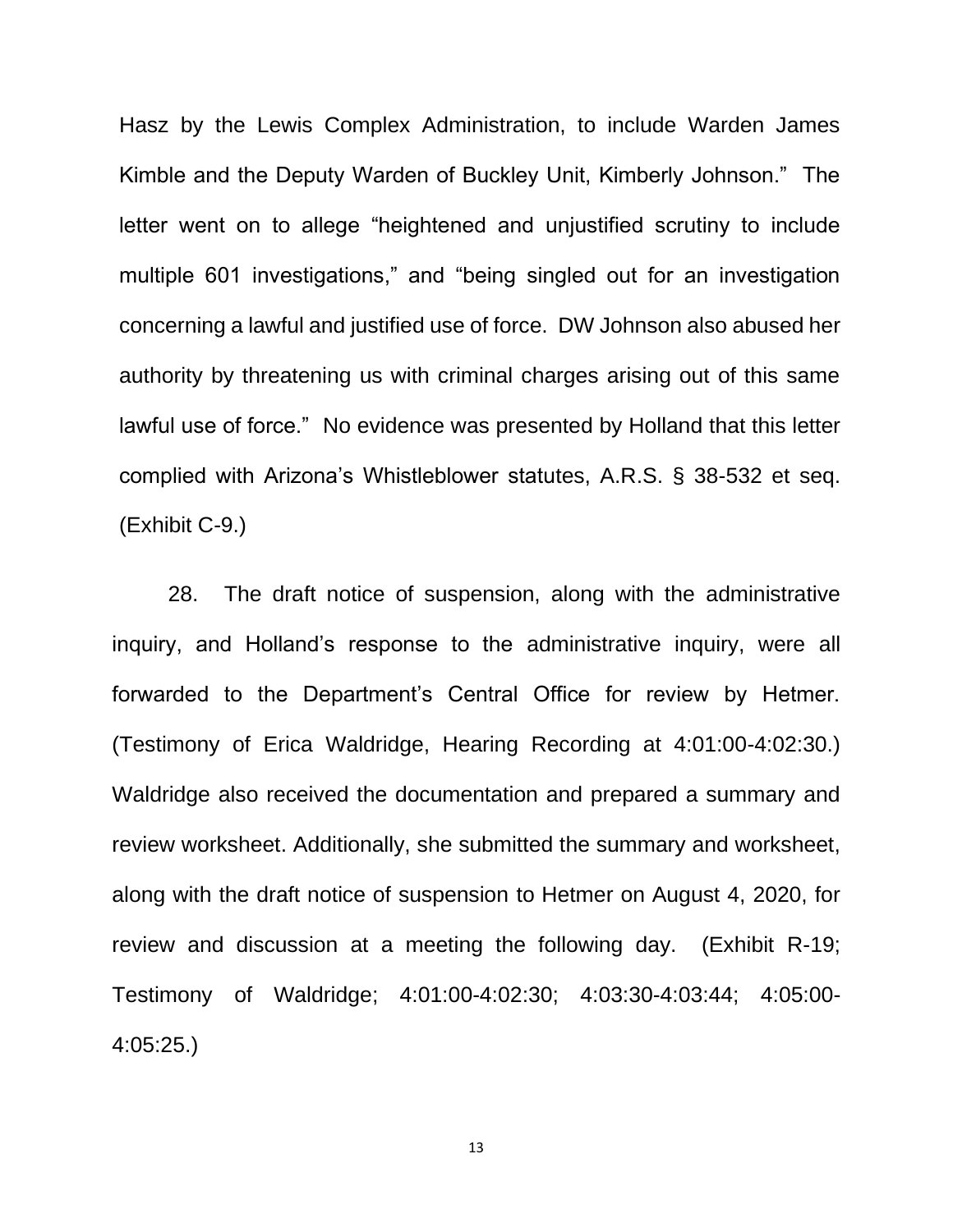Hasz by the Lewis Complex Administration, to include Warden James Kimble and the Deputy Warden of Buckley Unit, Kimberly Johnson." The letter went on to allege "heightened and unjustified scrutiny to include multiple 601 investigations," and "being singled out for an investigation concerning a lawful and justified use of force. DW Johnson also abused her authority by threatening us with criminal charges arising out of this same lawful use of force." No evidence was presented by Holland that this letter complied with Arizona's Whistleblower statutes, A.R.S. § 38-532 et seq. (Exhibit C-9.)

28. The draft notice of suspension, along with the administrative inquiry, and Holland's response to the administrative inquiry, were all forwarded to the Department's Central Office for review by Hetmer. (Testimony of Erica Waldridge, Hearing Recording at 4:01:00-4:02:30.) Waldridge also received the documentation and prepared a summary and review worksheet. Additionally, she submitted the summary and worksheet, along with the draft notice of suspension to Hetmer on August 4, 2020, for review and discussion at a meeting the following day. (Exhibit R-19; Testimony of Waldridge; 4:01:00-4:02:30; 4:03:30-4:03:44; 4:05:00-4:05:25.)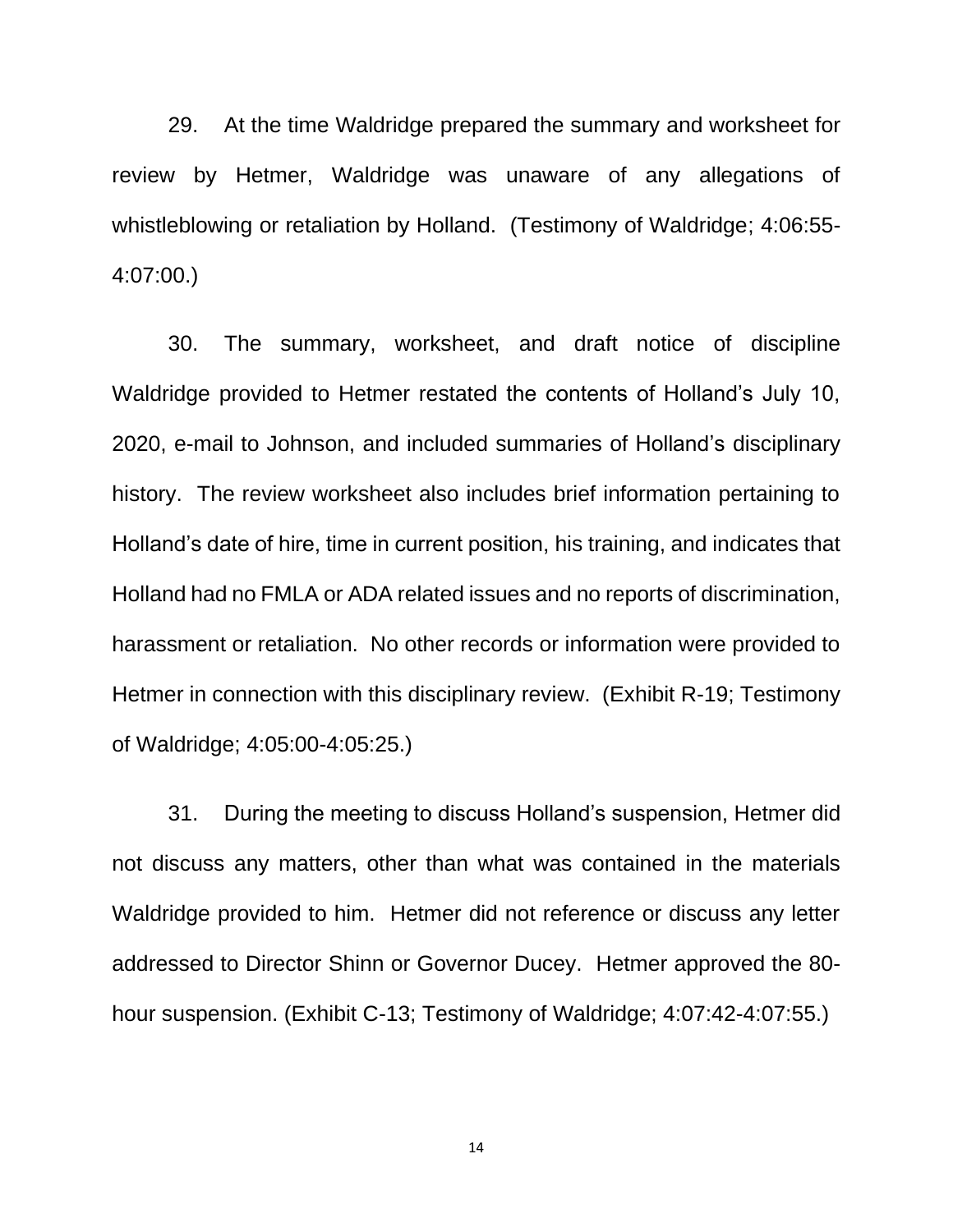29. At the time Waldridge prepared the summary and worksheet for review by Hetmer, Waldridge was unaware of any allegations of whistleblowing or retaliation by Holland. (Testimony of Waldridge; 4:06:55-4:07:00.)

30. The summary, worksheet, and draft notice of discipline Waldridge provided to Hetmer restated the contents of Holland's July 10, 2020, e-mail to Johnson, and included summaries of Holland's disciplinary history. The review worksheet also includes brief information pertaining to Holland's date of hire, time in current position, his training, and indicates that Holland had no FMLA or ADA related issues and no reports of discrimination, harassment or retaliation. No other records or information were provided to Hetmer in connection with this disciplinary review. (Exhibit R-19; Testimony of Waldridge; 4:05:00-4:05:25.)

31. During the meeting to discuss Holland's suspension, Hetmer did not discuss any matters, other than what was contained in the materials Waldridge provided to him. Hetmer did not reference or discuss any letter addressed to Director Shinn or Governor Ducey. Hetmer approved the 80-hour suspension. (Exhibit C-13; Testimony of Waldridge; 4:07:42-4:07:55.)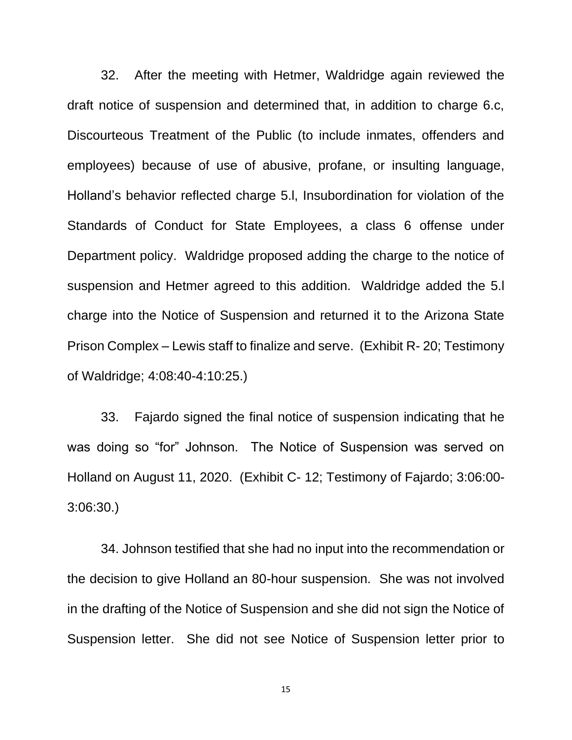32. After the meeting with Hetmer, Waldridge again reviewed the draft notice of suspension and determined that, in addition to charge 6.c, Discourteous Treatment of the Public (to include inmates, offenders and employees) because of use of abusive, profane, or insulting language, Holland's behavior reflected charge 5.l, Insubordination for violation of the Standards of Conduct for State Employees, a class 6 offense under Department policy. Waldridge proposed adding the charge to the notice of suspension and Hetmer agreed to this addition. Waldridge added the 5.l charge into the Notice of Suspension and returned it to the Arizona State Prison Complex – Lewis staff to finalize and serve. (Exhibit R- 20; Testimony of Waldridge; 4:08:40-4:10:25.)

33. Fajardo signed the final notice of suspension indicating that he was doing so "for" Johnson. The Notice of Suspension was served on Holland on August 11, 2020. (Exhibit C- 12; Testimony of Fajardo; 3:06:00-3:06:30.)

34. Johnson testified that she had no input into the recommendation or the decision to give Holland an 80-hour suspension. She was not involved in the drafting of the Notice of Suspension and she did not sign the Notice of Suspension letter. She did not see Notice of Suspension letter prior to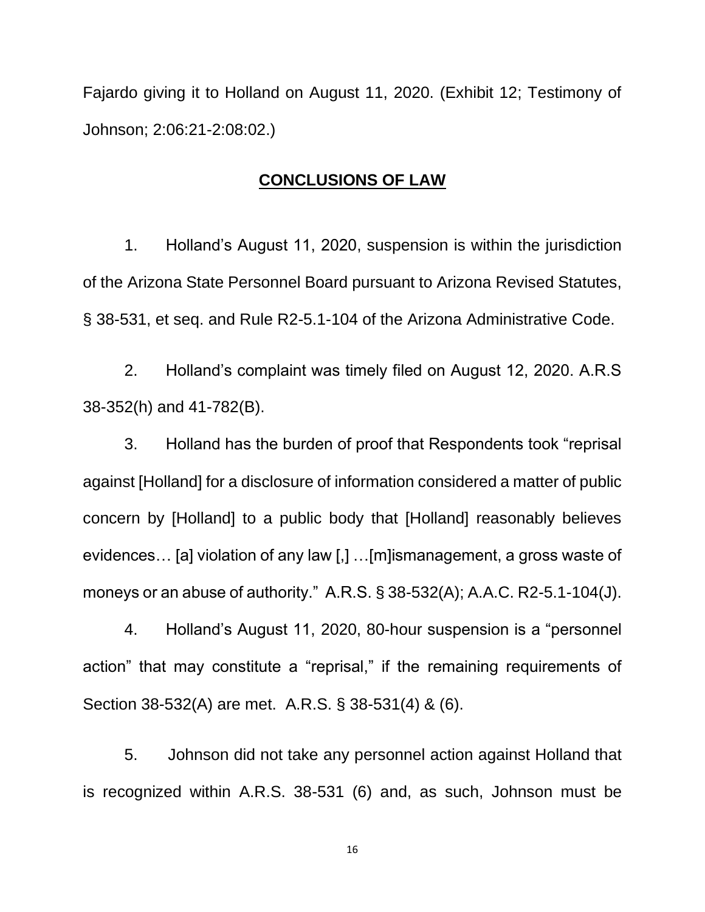Fajardo giving it to Holland on August 11, 2020. (Exhibit 12; Testimony of Johnson; 2:06:21-2:08:02.)

## **CONCLUSIONS OF LAW**

1. Holland's August 11, 2020, suspension is within the jurisdiction of the Arizona State Personnel Board pursuant to Arizona Revised Statutes, § 38-531, et seq. and Rule R2-5.1-104 of the Arizona Administrative Code.

2. Holland's complaint was timely filed on August 12, 2020. A.R.S 38-352(h) and 41-782(B).

3. Holland has the burden of proof that Respondents took "reprisal against [Holland] for a disclosure of information considered a matter of public concern by [Holland] to a public body that [Holland] reasonably believes evidences… [a] violation of any law [,] …[m]ismanagement, a gross waste of moneys or an abuse of authority." A.R.S. § 38-532(A); A.A.C. R2-5.1-104(J).

4. Holland's August 11, 2020, 80-hour suspension is a "personnel action" that may constitute a "reprisal," if the remaining requirements of Section 38-532(A) are met. A.R.S. § 38-531(4) & (6).

5. Johnson did not take any personnel action against Holland that is recognized within A.R.S. 38-531 (6) and, as such, Johnson must be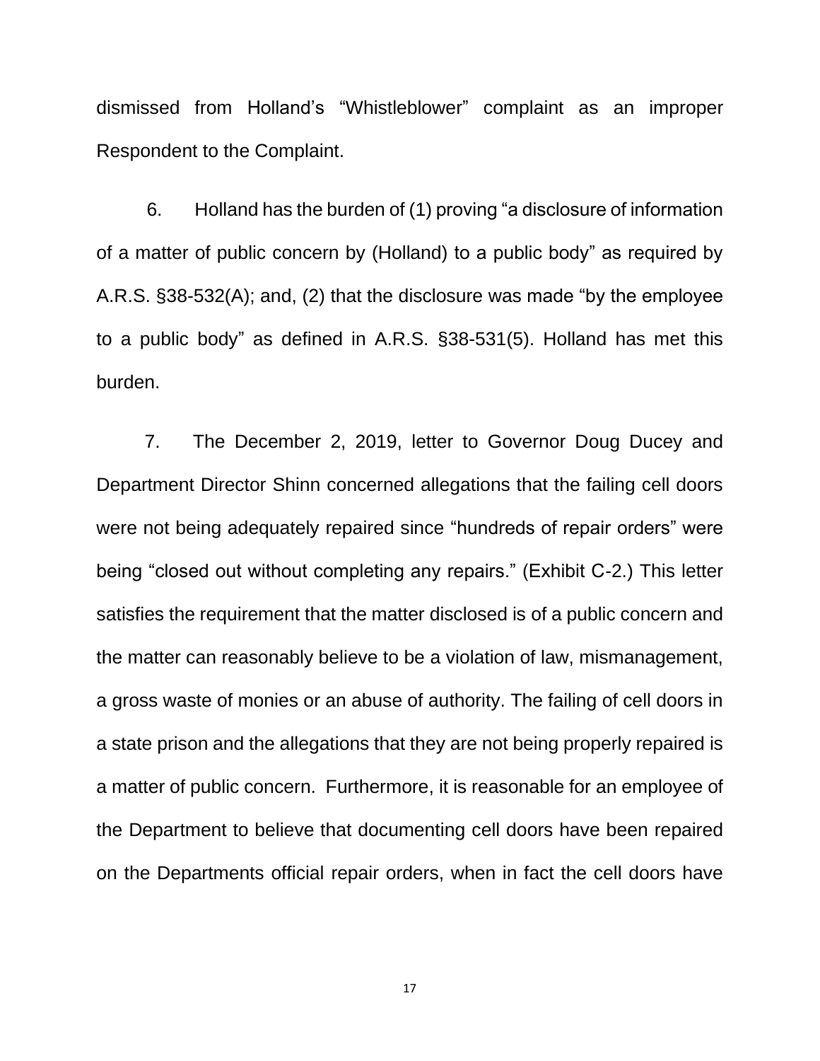dismissed from Holland's "Whistleblower" complaint as an improper Respondent to the Complaint.

6. Holland has the burden of (1) proving "a disclosure of information of a matter of public concern by (Holland) to a public body" as required by A.R.S. §38-532(A); and, (2) that the disclosure was made "by the employee to a public body" as defined in A.R.S. §38-531(5). Holland has met this burden.

7. The December 2, 2019, letter to Governor Doug Ducey and Department Director Shinn concerned allegations that the failing cell doors were not being adequately repaired since "hundreds of repair orders" were being "closed out without completing any repairs." (Exhibit C-2.) This letter satisfies the requirement that the matter disclosed is of a public concern and the matter can reasonably believe to be a violation of law, mismanagement, a gross waste of monies or an abuse of authority. The failing of cell doors in a state prison and the allegations that they are not being properly repaired is a matter of public concern. Furthermore, it is reasonable for an employee of the Department to believe that documenting cell doors have been repaired on the Departments official repair orders, when in fact the cell doors have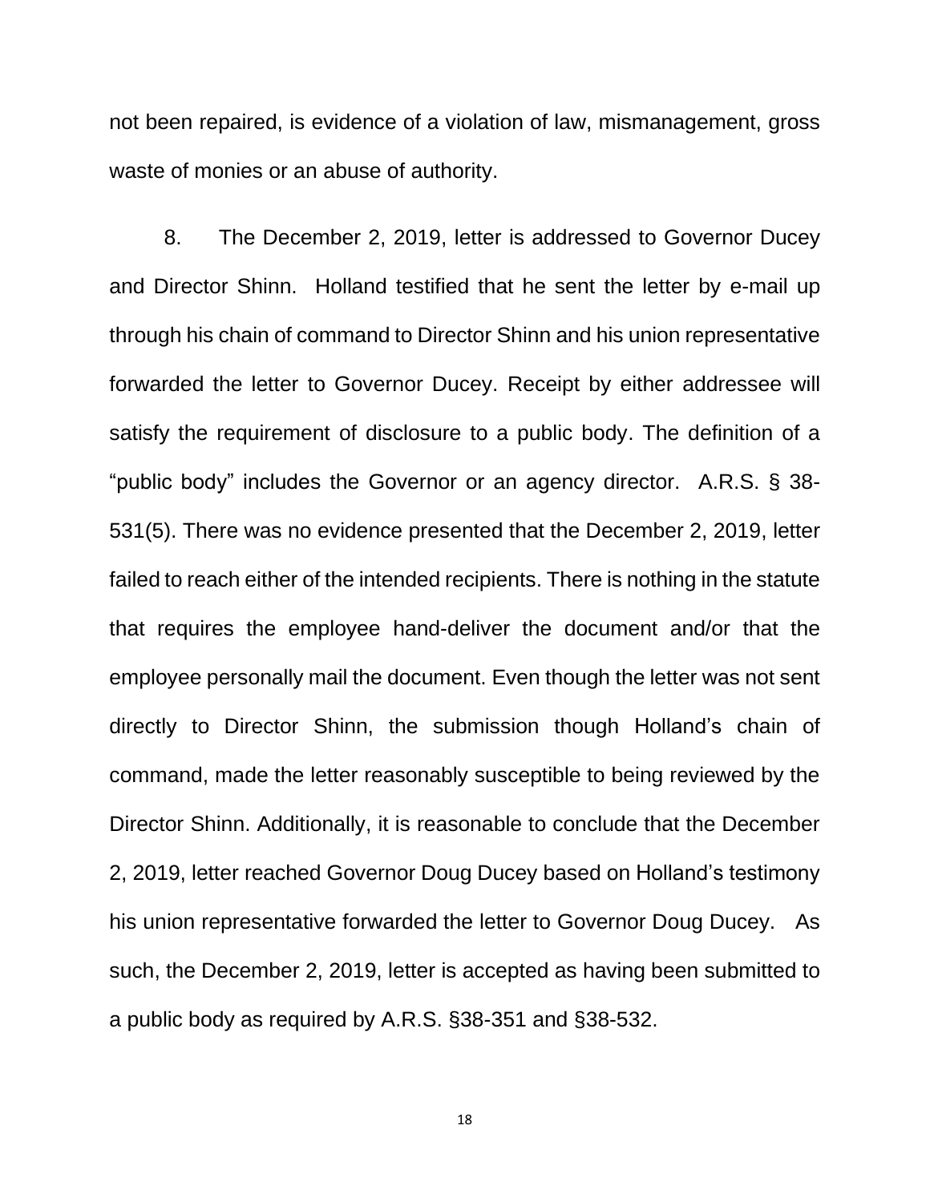not been repaired, is evidence of a violation of law, mismanagement, gross waste of monies or an abuse of authority.

8. The December 2, 2019, letter is addressed to Governor Ducey and Director Shinn. Holland testified that he sent the letter by e-mail up through his chain of command to Director Shinn and his union representative forwarded the letter to Governor Ducey. Receipt by either addressee will satisfy the requirement of disclosure to a public body. The definition of a "public body" includes the Governor or an agency director. A.R.S. § 38-531(5). There was no evidence presented that the December 2, 2019, letter failed to reach either of the intended recipients. There is nothing in the statute that requires the employee hand-deliver the document and/or that the employee personally mail the document. Even though the letter was not sent directly to Director Shinn, the submission though Holland's chain of command, made the letter reasonably susceptible to being reviewed by the Director Shinn. Additionally, it is reasonable to conclude that the December 2, 2019, letter reached Governor Doug Ducey based on Holland's testimony his union representative forwarded the letter to Governor Doug Ducey. As such, the December 2, 2019, letter is accepted as having been submitted to a public body as required by A.R.S. §38-351 and §38-532.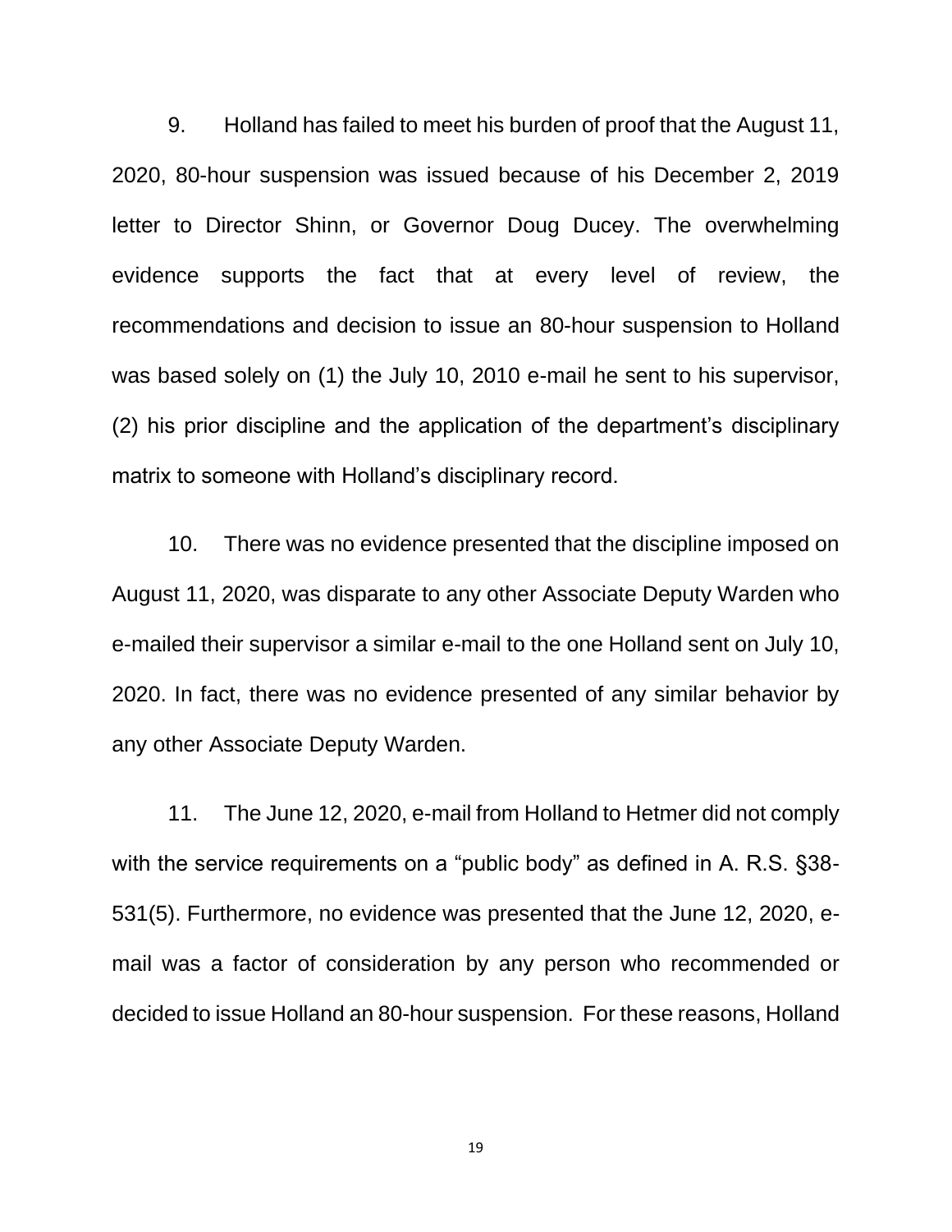9. Holland has failed to meet his burden of proof that the August 11, 2020, 80-hour suspension was issued because of his December 2, 2019 letter to Director Shinn, or Governor Doug Ducey. The overwhelming evidence supports the fact that at every level of review, the recommendations and decision to issue an 80-hour suspension to Holland was based solely on (1) the July 10, 2010 e-mail he sent to his supervisor, (2) his prior discipline and the application of the department's disciplinary matrix to someone with Holland's disciplinary record.

10. There was no evidence presented that the discipline imposed on August 11, 2020, was disparate to any other Associate Deputy Warden who e-mailed their supervisor a similar e-mail to the one Holland sent on July 10, 2020. In fact, there was no evidence presented of any similar behavior by any other Associate Deputy Warden.

11. The June 12, 2020, e-mail from Holland to Hetmer did not comply with the service requirements on a "public body" as defined in A. R.S. §38-531(5). Furthermore, no evidence was presented that the June 12, 2020, e-mail was a factor of consideration by any person who recommended or decided to issue Holland an 80-hour suspension. For these reasons, Holland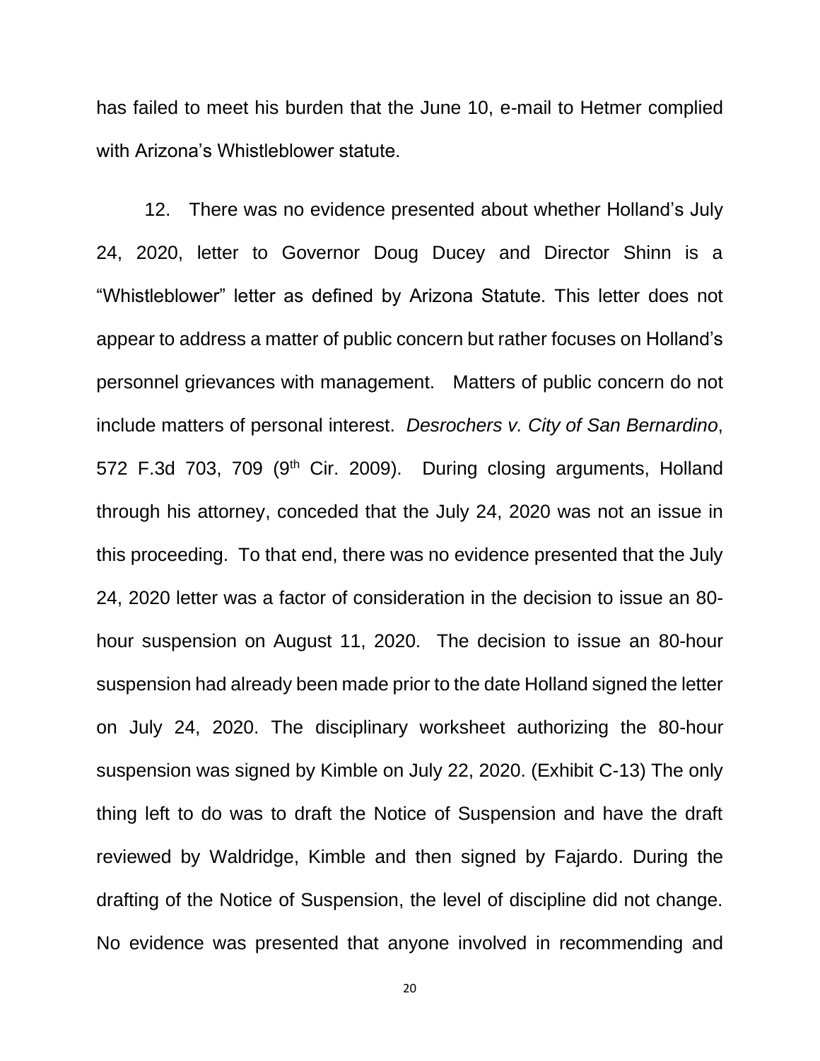has failed to meet his burden that the June 10, e-mail to Hetmer complied with Arizona's Whistleblower statute.

12. There was no evidence presented about whether Holland's July 24, 2020, letter to Governor Doug Ducey and Director Shinn is a "Whistleblower" letter as defined by Arizona Statute. This letter does not appear to address a matter of public concern but rather focuses on Holland's personnel grievances with management. Matters of public concern do not include matters of personal interest. *Desrochers v. City of San Bernardino*, 572 F.3d 703, 709 (9th Cir. 2009). During closing arguments, Holland through his attorney, conceded that the July 24, 2020 was not an issue in this proceeding. To that end, there was no evidence presented that the July 24, 2020 letter was a factor of consideration in the decision to issue an 80-hour suspension on August 11, 2020. The decision to issue an 80-hour suspension had already been made prior to the date Holland signed the letter on July 24, 2020. The disciplinary worksheet authorizing the 80-hour suspension was signed by Kimble on July 22, 2020. (Exhibit C-13) The only thing left to do was to draft the Notice of Suspension and have the draft reviewed by Waldridge, Kimble and then signed by Fajardo. During the drafting of the Notice of Suspension, the level of discipline did not change. No evidence was presented that anyone involved in recommending and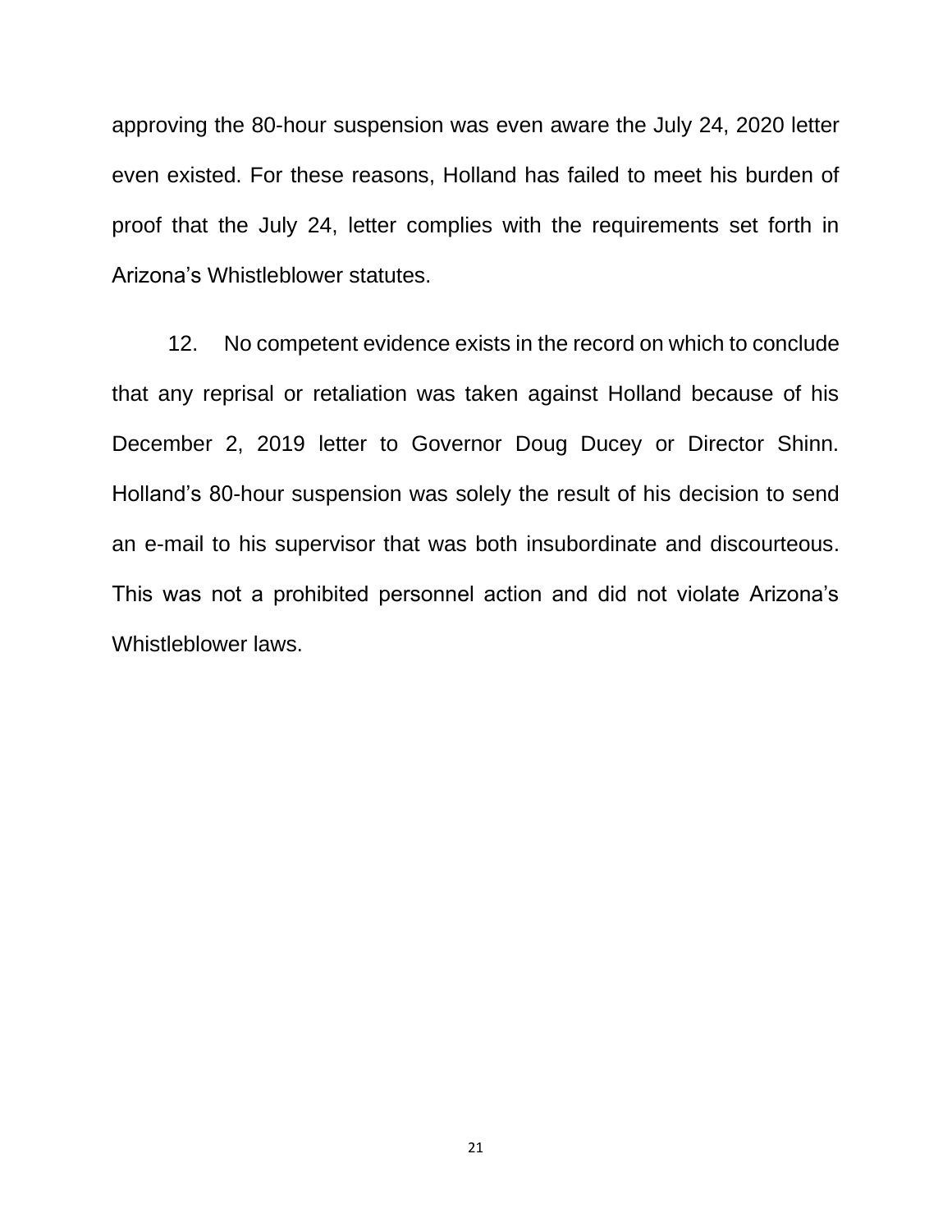approving the 80-hour suspension was even aware the July 24, 2020 letter even existed. For these reasons, Holland has failed to meet his burden of proof that the July 24, letter complies with the requirements set forth in Arizona's Whistleblower statutes.

12. No competent evidence exists in the record on which to conclude that any reprisal or retaliation was taken against Holland because of his December 2, 2019 letter to Governor Doug Ducey or Director Shinn. Holland's 80-hour suspension was solely the result of his decision to send an e-mail to his supervisor that was both insubordinate and discourteous. This was not a prohibited personnel action and did not violate Arizona's Whistleblower laws.